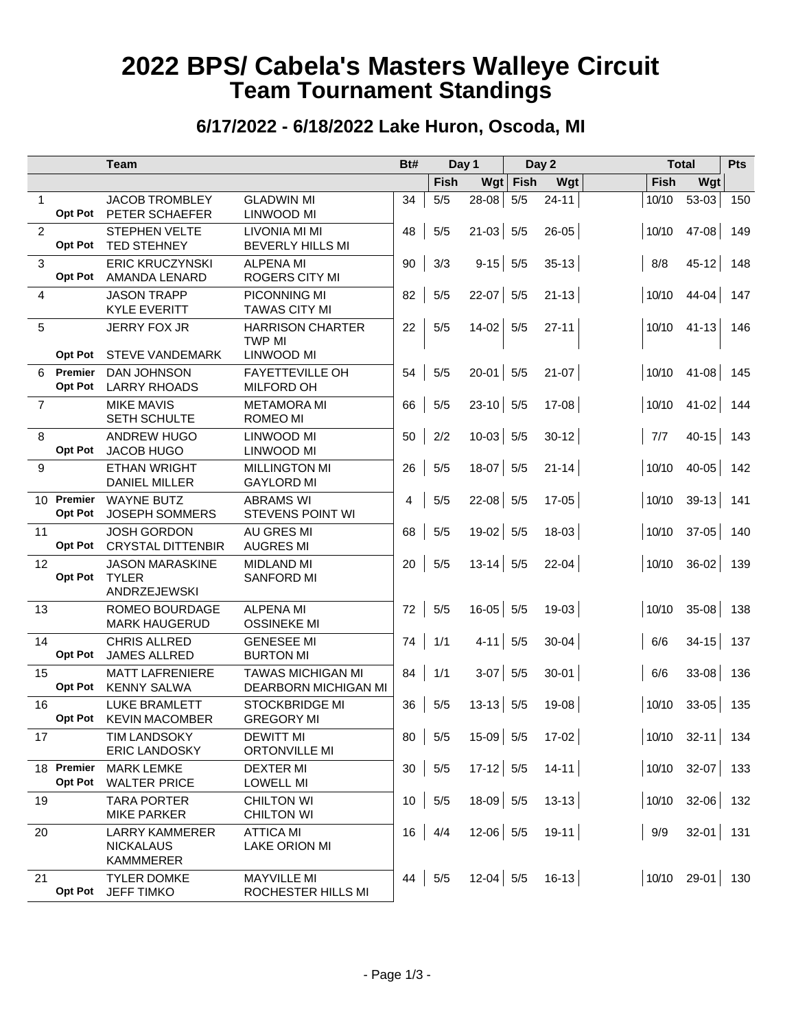# 2022 BPS/ Cabela's Masters Walleye Circuit
## Team Tournament Standings

### 6/17/2022 - 6/18/2022 Lake Huron, Oscoda, MI

| | | Team | | Bt# | Day 1 | | Day 2 | | Total | | Pts |
|---|---|---|---|---|---|---|---|---|---|---|---|
| | | | | | Fish | Wgt | Fish | Wgt | Fish | Wgt | |
| 1 | Opt Pot | JACOB TROMBLEY<br>PETER SCHAEFER | GLADWIN MI<br>LINWOOD MI | 34 | 5/5 | 28-08 | 5/5 | 24-11 | 10/10 | 53-03 | 150 |
| 2 | Opt Pot | STEPHEN VELTE<br>TED STEHNEY | LIVONIA MI MI<br>BEVERLY HILLS MI | 48 | 5/5 | 21-03 | 5/5 | 26-05 | 10/10 | 47-08 | 149 |
| 3 | Opt Pot | ERIC KRUCZYNSKI<br>AMANDA LENARD | ALPENA MI<br>ROGERS CITY MI | 90 | 3/3 | 9-15 | 5/5 | 35-13 | 8/8 | 45-12 | 148 |
| 4 | | JASON TRAPP<br>KYLE EVERITT | PICONNING MI<br>TAWAS CITY MI | 82 | 5/5 | 22-07 | 5/5 | 21-13 | 10/10 | 44-04 | 147 |
| 5 | Opt Pot | JERRY FOX JR<br>STEVE VANDEMARK | HARRISON CHARTER TWP MI<br>LINWOOD MI | 22 | 5/5 | 14-02 | 5/5 | 27-11 | 10/10 | 41-13 | 146 |
| 6 | Premier<br>Opt Pot | DAN JOHNSON<br>LARRY RHOADS | FAYETTEVILLE OH<br>MILFORD OH | 54 | 5/5 | 20-01 | 5/5 | 21-07 | 10/10 | 41-08 | 145 |
| 7 | | MIKE MAVIS<br>SETH SCHULTE | METAMORA MI<br>ROMEO MI | 66 | 5/5 | 23-10 | 5/5 | 17-08 | 10/10 | 41-02 | 144 |
| 8 | Opt Pot | ANDREW HUGO<br>JACOB HUGO | LINWOOD MI<br>LINWOOD MI | 50 | 2/2 | 10-03 | 5/5 | 30-12 | 7/7 | 40-15 | 143 |
| 9 | | ETHAN WRIGHT<br>DANIEL MILLER | MILLINGTON MI<br>GAYLORD MI | 26 | 5/5 | 18-07 | 5/5 | 21-14 | 10/10 | 40-05 | 142 |
| 10 | Premier<br>Opt Pot | WAYNE BUTZ<br>JOSEPH SOMMERS | ABRAMS WI<br>STEVENS POINT WI | 4 | 5/5 | 22-08 | 5/5 | 17-05 | 10/10 | 39-13 | 141 |
| 11 | Opt Pot | JOSH GORDON<br>CRYSTAL DITTENBIR | AU GRES MI<br>AUGRES MI | 68 | 5/5 | 19-02 | 5/5 | 18-03 | 10/10 | 37-05 | 140 |
| 12 | Opt Pot | JASON MARASKINE<br>TYLER ANDRZEJEWSKI | MIDLAND MI<br>SANFORD MI | 20 | 5/5 | 13-14 | 5/5 | 22-04 | 10/10 | 36-02 | 139 |
| 13 | | ROMEO BOURDAGE<br>MARK HAUGERUD | ALPENA MI<br>OSSINEKE MI | 72 | 5/5 | 16-05 | 5/5 | 19-03 | 10/10 | 35-08 | 138 |
| 14 | Opt Pot | CHRIS ALLRED<br>JAMES ALLRED | GENESEE MI<br>BURTON MI | 74 | 1/1 | 4-11 | 5/5 | 30-04 | 6/6 | 34-15 | 137 |
| 15 | Opt Pot | MATT LAFRENIERE<br>KENNY SALWA | TAWAS MICHIGAN MI<br>DEARBORN MICHIGAN MI | 84 | 1/1 | 3-07 | 5/5 | 30-01 | 6/6 | 33-08 | 136 |
| 16 | Opt Pot | LUKE BRAMLETT<br>KEVIN MACOMBER | STOCKBRIDGE MI<br>GREGORY MI | 36 | 5/5 | 13-13 | 5/5 | 19-08 | 10/10 | 33-05 | 135 |
| 17 | | TIM LANDSOKY<br>ERIC LANDOSKY | DEWITT MI<br>ORTONVILLE MI | 80 | 5/5 | 15-09 | 5/5 | 17-02 | 10/10 | 32-11 | 134 |
| 18 | Premier<br>Opt Pot | MARK LEMKE<br>WALTER PRICE | DEXTER MI<br>LOWELL MI | 30 | 5/5 | 17-12 | 5/5 | 14-11 | 10/10 | 32-07 | 133 |
| 19 | | TARA PORTER<br>MIKE PARKER | CHILTON WI<br>CHILTON WI | 10 | 5/5 | 18-09 | 5/5 | 13-13 | 10/10 | 32-06 | 132 |
| 20 | | LARRY KAMMERER<br>NICKALAUS KAMMMERER | ATTICA MI<br>LAKE ORION MI | 16 | 4/4 | 12-06 | 5/5 | 19-11 | 9/9 | 32-01 | 131 |
| 21 | Opt Pot | TYLER DOMKE<br>JEFF TIMKO | MAYVILLE MI<br>ROCHESTER HILLS MI | 44 | 5/5 | 12-04 | 5/5 | 16-13 | 10/10 | 29-01 | 130 |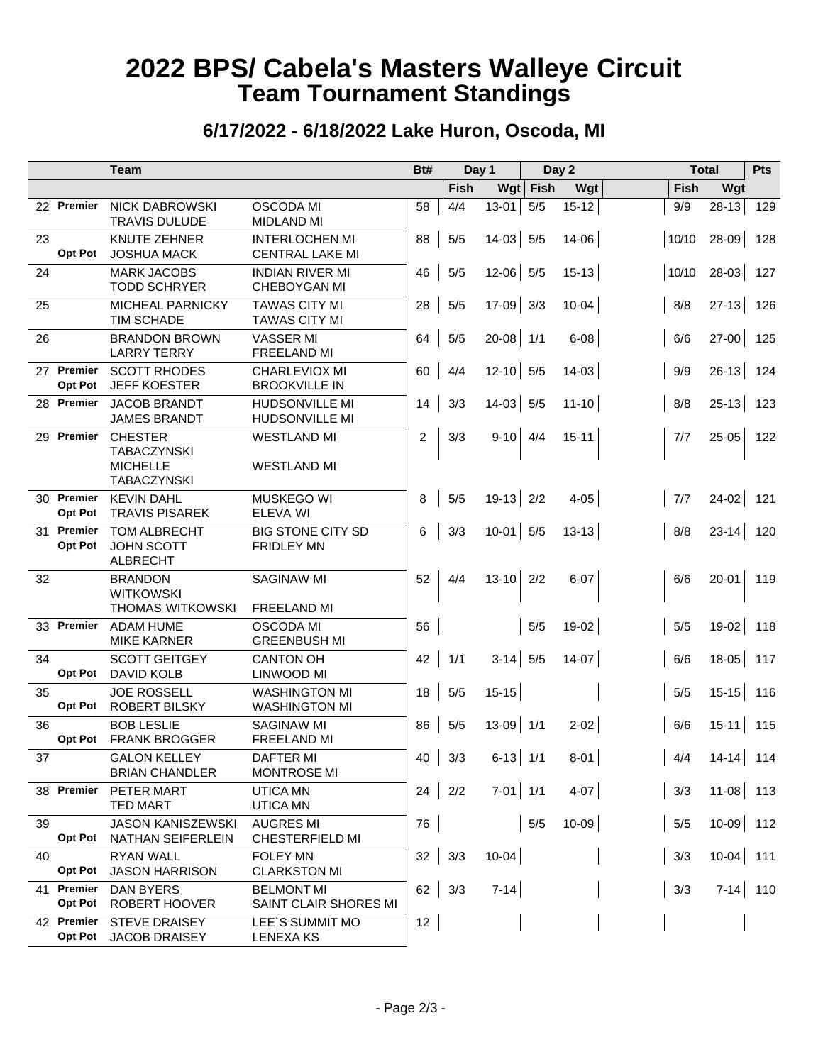# 2022 BPS/ Cabela's Masters Walleye Circuit
## Team Tournament Standings

### 6/17/2022 - 6/18/2022 Lake Huron, Oscoda, MI

| | | Team | | Bt# | Day 1 | | Day 2 | | Total | | Pts |
|---|---|---|---|---|---|---|---|---|---|---|---|
| | | | | | Fish | Wgt | Fish | Wgt | Fish | Wgt | |
| 22 | Premier | NICK DABROWSKI<br>TRAVIS DULUDE | OSCODA MI<br>MIDLAND MI | 58 | 4/4 | 13-01 | 5/5 | 15-12 | 9/9 | 28-13 | 129 |
| 23 | Opt Pot | KNUTE ZEHNER<br>JOSHUA MACK | INTERLOCHEN MI<br>CENTRAL LAKE MI | 88 | 5/5 | 14-03 | 5/5 | 14-06 | 10/10 | 28-09 | 128 |
| 24 | | MARK JACOBS<br>TODD SCHRYER | INDIAN RIVER MI<br>CHEBOYGAN MI | 46 | 5/5 | 12-06 | 5/5 | 15-13 | 10/10 | 28-03 | 127 |
| 25 | | MICHEAL PARNICKY<br>TIM SCHADE | TAWAS CITY MI<br>TAWAS CITY MI | 28 | 5/5 | 17-09 | 3/3 | 10-04 | 8/8 | 27-13 | 126 |
| 26 | | BRANDON BROWN<br>LARRY TERRY | VASSER MI<br>FREELAND MI | 64 | 5/5 | 20-08 | 1/1 | 6-08 | 6/6 | 27-00 | 125 |
| 27 | Premier<br>Opt Pot | SCOTT RHODES<br>JEFF KOESTER | CHARLEVIOX MI<br>BROOKVILLE IN | 60 | 4/4 | 12-10 | 5/5 | 14-03 | 9/9 | 26-13 | 124 |
| 28 | Premier | JACOB BRANDT<br>JAMES BRANDT | HUDSONVILLE MI<br>HUDSONVILLE MI | 14 | 3/3 | 14-03 | 5/5 | 11-10 | 8/8 | 25-13 | 123 |
| 29 | Premier | CHESTER TABACZYNSKI<br>MICHELLE TABACZYNSKI | WESTLAND MI<br>WESTLAND MI | 2 | 3/3 | 9-10 | 4/4 | 15-11 | 7/7 | 25-05 | 122 |
| 30 | Premier<br>Opt Pot | KEVIN DAHL<br>TRAVIS PISAREK | MUSKEGO WI<br>ELEVA WI | 8 | 5/5 | 19-13 | 2/2 | 4-05 | 7/7 | 24-02 | 121 |
| 31 | Premier<br>Opt Pot | TOM ALBRECHT<br>JOHN SCOTT ALBRECHT | BIG STONE CITY SD<br>FRIDLEY MN | 6 | 3/3 | 10-01 | 5/5 | 13-13 | 8/8 | 23-14 | 120 |
| 32 | | BRANDON WITKOWSKI<br>THOMAS WITKOWSKI | SAGINAW MI<br>FREELAND MI | 52 | 4/4 | 13-10 | 2/2 | 6-07 | 6/6 | 20-01 | 119 |
| 33 | Premier | ADAM HUME<br>MIKE KARNER | OSCODA MI<br>GREENBUSH MI | 56 | | | 5/5 | 19-02 | 5/5 | 19-02 | 118 |
| 34 | Opt Pot | SCOTT GEITGEY<br>DAVID KOLB | CANTON OH<br>LINWOOD MI | 42 | 1/1 | 3-14 | 5/5 | 14-07 | 6/6 | 18-05 | 117 |
| 35 | Opt Pot | JOE ROSSELL<br>ROBERT BILSKY | WASHINGTON MI<br>WASHINGTON MI | 18 | 5/5 | 15-15 | | | 5/5 | 15-15 | 116 |
| 36 | Opt Pot | BOB LESLIE<br>FRANK BROGGER | SAGINAW MI<br>FREELAND MI | 86 | 5/5 | 13-09 | 1/1 | 2-02 | 6/6 | 15-11 | 115 |
| 37 | | GALON KELLEY<br>BRIAN CHANDLER | DAFTER MI<br>MONTROSE MI | 40 | 3/3 | 6-13 | 1/1 | 8-01 | 4/4 | 14-14 | 114 |
| 38 | Premier | PETER MART<br>TED MART | UTICA MN<br>UTICA MN | 24 | 2/2 | 7-01 | 1/1 | 4-07 | 3/3 | 11-08 | 113 |
| 39 | Opt Pot | JASON KANISZEWSKI<br>NATHAN SEIFERLEIN | AUGRES MI<br>CHESTERFIELD MI | 76 | | | 5/5 | 10-09 | 5/5 | 10-09 | 112 |
| 40 | Opt Pot | RYAN WALL<br>JASON HARRISON | FOLEY MN<br>CLARKSTON MI | 32 | 3/3 | 10-04 | | | 3/3 | 10-04 | 111 |
| 41 | Premier<br>Opt Pot | DAN BYERS<br>ROBERT HOOVER | BELMONT MI<br>SAINT CLAIR SHORES MI | 62 | 3/3 | 7-14 | | | 3/3 | 7-14 | 110 |
| 42 | Premier<br>Opt Pot | STEVE DRAISEY<br>JACOB DRAISEY | LEE`S SUMMIT MO<br>LENEXA KS | 12 | | | | | | | |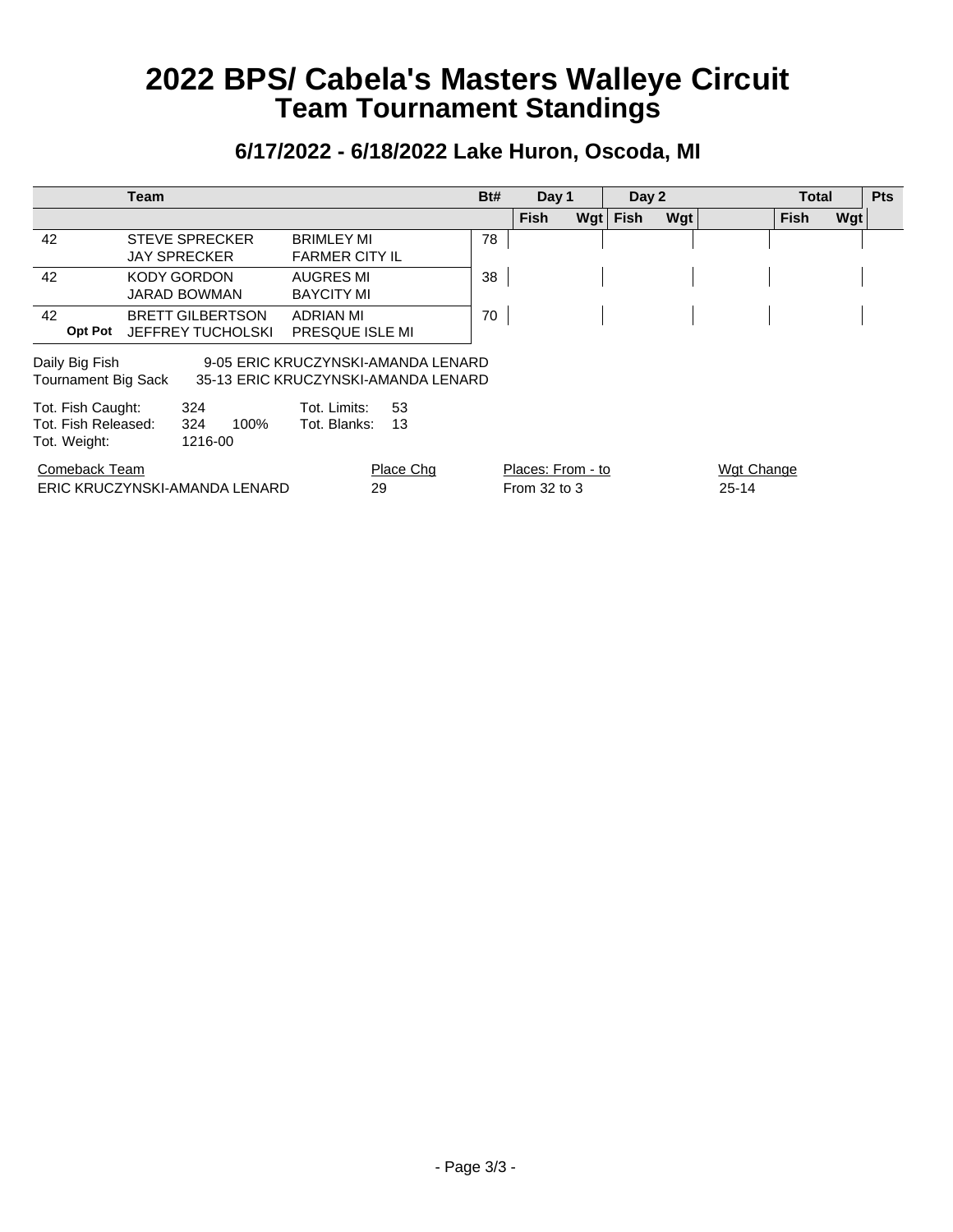# 2022 BPS/ Cabela's Masters Walleye Circuit
## Team Tournament Standings

### 6/17/2022 - 6/18/2022 Lake Huron, Oscoda, MI

| | Team | | Bt# | Day 1 | | Day 2 | | | Total | | Pts |
|---|---|---|---|---|---|---|---|---|---|---|---|
| | | | | Fish | Wgt | Fish | Wgt | | Fish | Wgt | |
| 42 | STEVE SPRECKER<br>JAY SPRECKER | BRIMLEY MI<br>FARMER CITY IL | 78 | | | | | | | | |
| 42 | KODY GORDON<br>JARAD BOWMAN | AUGRES MI<br>BAYCITY MI | 38 | | | | | | | | |
| 42<br>**Opt Pot** | BRETT GILBERTSON<br>JEFFREY TUCHOLSKI | ADRIAN MI<br>PRESQUE ISLE MI | 70 | | | | | | | | |

Daily Big Fish 9-05 ERIC KRUCZYNSKI-AMANDA LENARD
Tournament Big Sack 35-13 ERIC KRUCZYNSKI-AMANDA LENARD

| | | | | |
|---|---|---|---|---|
| Tot. Fish Caught: | 324 | | Tot. Limits: | 53 |
| Tot. Fish Released: | 324 | 100% | Tot. Blanks: | 13 |
| Tot. Weight: | 1216-00 | | | |

| Comeback Team | Place Chg | Places: From - to | Wgt Change |
|---|---|---|---|
| ERIC KRUCZYNSKI-AMANDA LENARD | 29 | From 32 to 3 | 25-14 |